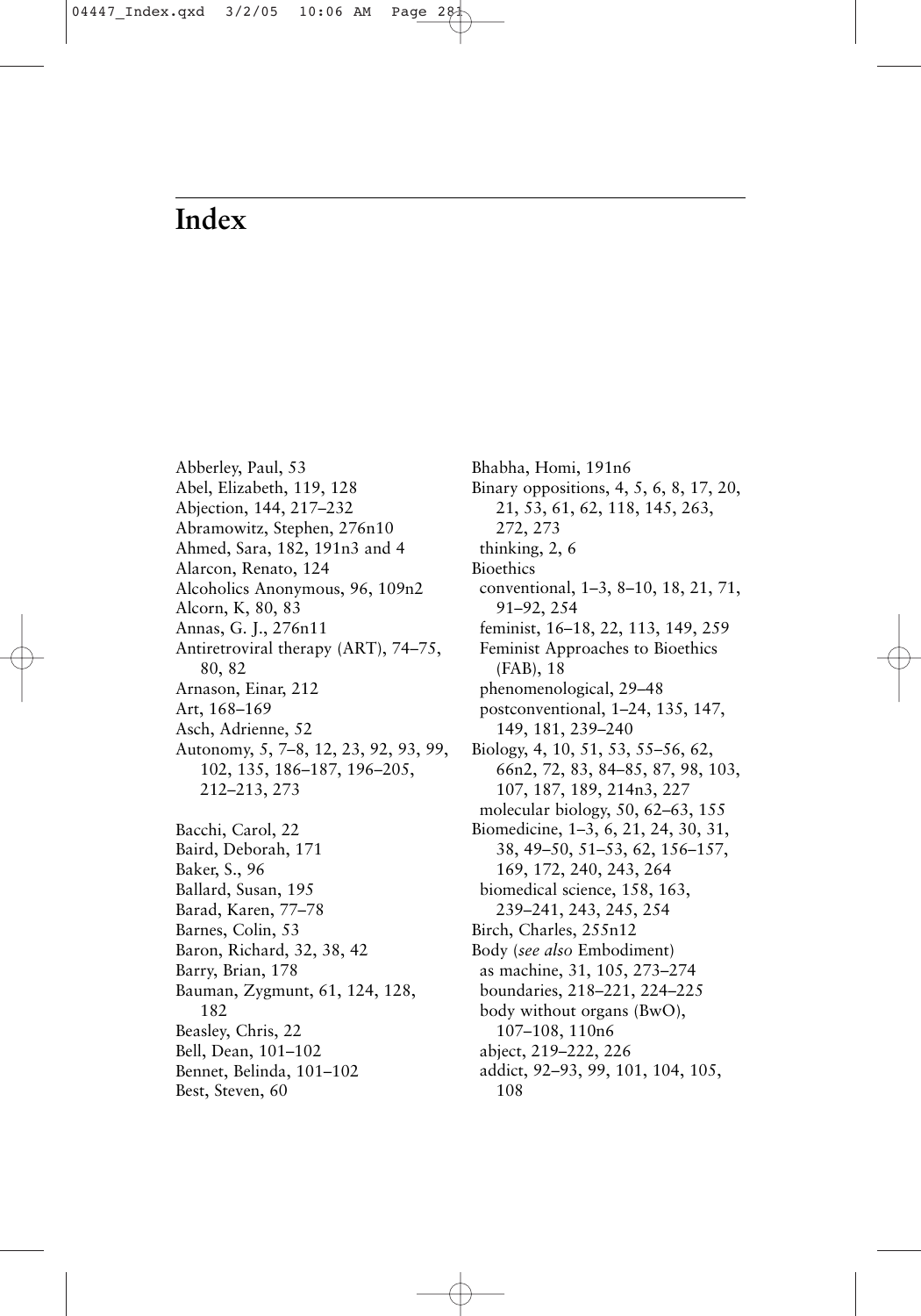# Index

Abberley, Paul, 53
Abel, Elizabeth, 119, 128
Abjection, 144, 217–232
Abramowitz, Stephen, 276n10
Ahmed, Sara, 182, 191n3 and 4
Alarcon, Renato, 124
Alcoholics Anonymous, 96, 109n2
Alcorn, K, 80, 83
Annas, G. J., 276n11
Antiretroviral therapy (ART), 74–75, 80, 82
Arnason, Einar, 212
Art, 168–169
Asch, Adrienne, 52
Autonomy, 5, 7–8, 12, 23, 92, 93, 99, 102, 135, 186–187, 196–205, 212–213, 273

Bacchi, Carol, 22
Baird, Deborah, 171
Baker, S., 96
Ballard, Susan, 195
Barad, Karen, 77–78
Barnes, Colin, 53
Baron, Richard, 32, 38, 42
Barry, Brian, 178
Bauman, Zygmunt, 61, 124, 128, 182
Beasley, Chris, 22
Bell, Dean, 101–102
Bennet, Belinda, 101–102
Best, Steven, 60
Bhabha, Homi, 191n6
Binary oppositions, 4, 5, 6, 8, 17, 20, 21, 53, 61, 62, 118, 145, 263, 272, 273
- thinking, 2, 6

Bioethics
- conventional, 1–3, 8–10, 18, 21, 71, 91–92, 254
- feminist, 16–18, 22, 113, 149, 259
- Feminist Approaches to Bioethics (FAB), 18
- phenomenological, 29–48
- postconventional, 1–24, 135, 147, 149, 181, 239–240

Biology, 4, 10, 51, 53, 55–56, 62, 66n2, 72, 83, 84–85, 87, 98, 103, 107, 187, 189, 214n3, 227
- molecular biology, 50, 62–63, 155

Biomedicine, 1–3, 6, 21, 24, 30, 31, 38, 49–50, 51–53, 62, 156–157, 169, 172, 240, 243, 264
- biomedical science, 158, 163, 239–241, 243, 245, 254

Birch, Charles, 255n12
Body (*see also* Embodiment)
- as machine, 31, 105, 273–274
- boundaries, 218–221, 224–225
- body without organs (BwO), 107–108, 110n6
- abject, 219–222, 226
- addict, 92–93, 99, 101, 104, 105, 108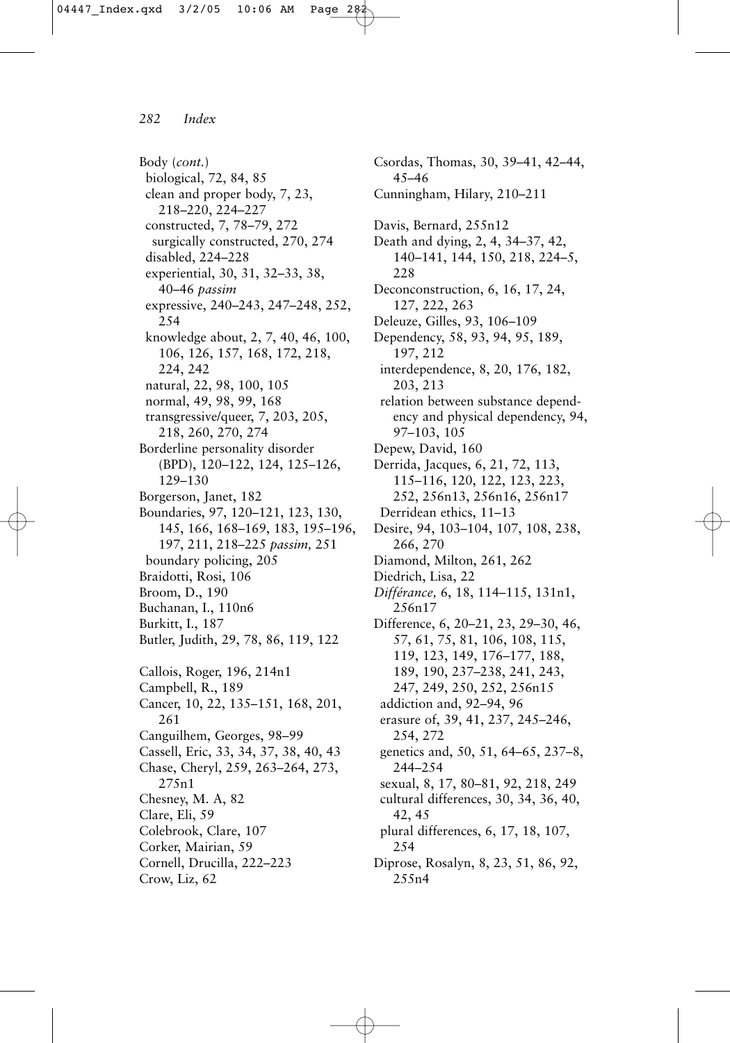Body (*cont.*)
- biological, 72, 84, 85
- clean and proper body, 7, 23, 218–220, 224–227
- constructed, 7, 78–79, 272
  - surgically constructed, 270, 274
- disabled, 224–228
- experiential, 30, 31, 32–33, 38, 40–46 *passim*
- expressive, 240–243, 247–248, 252, 254
- knowledge about, 2, 7, 40, 46, 100, 106, 126, 157, 168, 172, 218, 224, 242
- natural, 22, 98, 100, 105
- normal, 49, 98, 99, 168
- transgressive/queer, 7, 203, 205, 218, 260, 270, 274

Borderline personality disorder (BPD), 120–122, 124, 125–126, 129–130

Borgerson, Janet, 182

Boundaries, 97, 120–121, 123, 130, 145, 166, 168–169, 183, 195–196, 197, 211, 218–225 *passim,* 251
- boundary policing, 205

Braidotti, Rosi, 106

Broom, D., 190

Buchanan, I., 110n6

Burkitt, I., 187

Butler, Judith, 29, 78, 86, 119, 122

Callois, Roger, 196, 214n1

Campbell, R., 189

Cancer, 10, 22, 135–151, 168, 201, 261

Canguilhem, Georges, 98–99

Cassell, Eric, 33, 34, 37, 38, 40, 43

Chase, Cheryl, 259, 263–264, 273, 275n1

Chesney, M. A, 82

Clare, Eli, 59

Colebrook, Clare, 107

Corker, Mairian, 59

Cornell, Drucilla, 222–223

Crow, Liz, 62

Csordas, Thomas, 30, 39–41, 42–44, 45–46

Cunningham, Hilary, 210–211

Davis, Bernard, 255n12

Death and dying, 2, 4, 34–37, 42, 140–141, 144, 150, 218, 224–5, 228

Deconconstruction, 6, 16, 17, 24, 127, 222, 263

Deleuze, Gilles, 93, 106–109

Dependency, 58, 93, 94, 95, 189, 197, 212
- interdependence, 8, 20, 176, 182, 203, 213
- relation between substance dependency and physical dependency, 94, 97–103, 105

Depew, David, 160

Derrida, Jacques, 6, 21, 72, 113, 115–116, 120, 122, 123, 223, 252, 256n13, 256n16, 256n17
- Derridean ethics, 11–13

Desire, 94, 103–104, 107, 108, 238, 266, 270

Diamond, Milton, 261, 262

Diedrich, Lisa, 22

*Différance,* 6, 18, 114–115, 131n1, 256n17

Difference, 6, 20–21, 23, 29–30, 46, 57, 61, 75, 81, 106, 108, 115, 119, 123, 149, 176–177, 188, 189, 190, 237–238, 241, 243, 247, 249, 250, 252, 256n15
- addiction and, 92–94, 96
- erasure of, 39, 41, 237, 245–246, 254, 272
- genetics and, 50, 51, 64–65, 237–8, 244–254
- sexual, 8, 17, 80–81, 92, 218, 249
- cultural differences, 30, 34, 36, 40, 42, 45
- plural differences, 6, 17, 18, 107, 254

Diprose, Rosalyn, 8, 23, 51, 86, 92, 255n4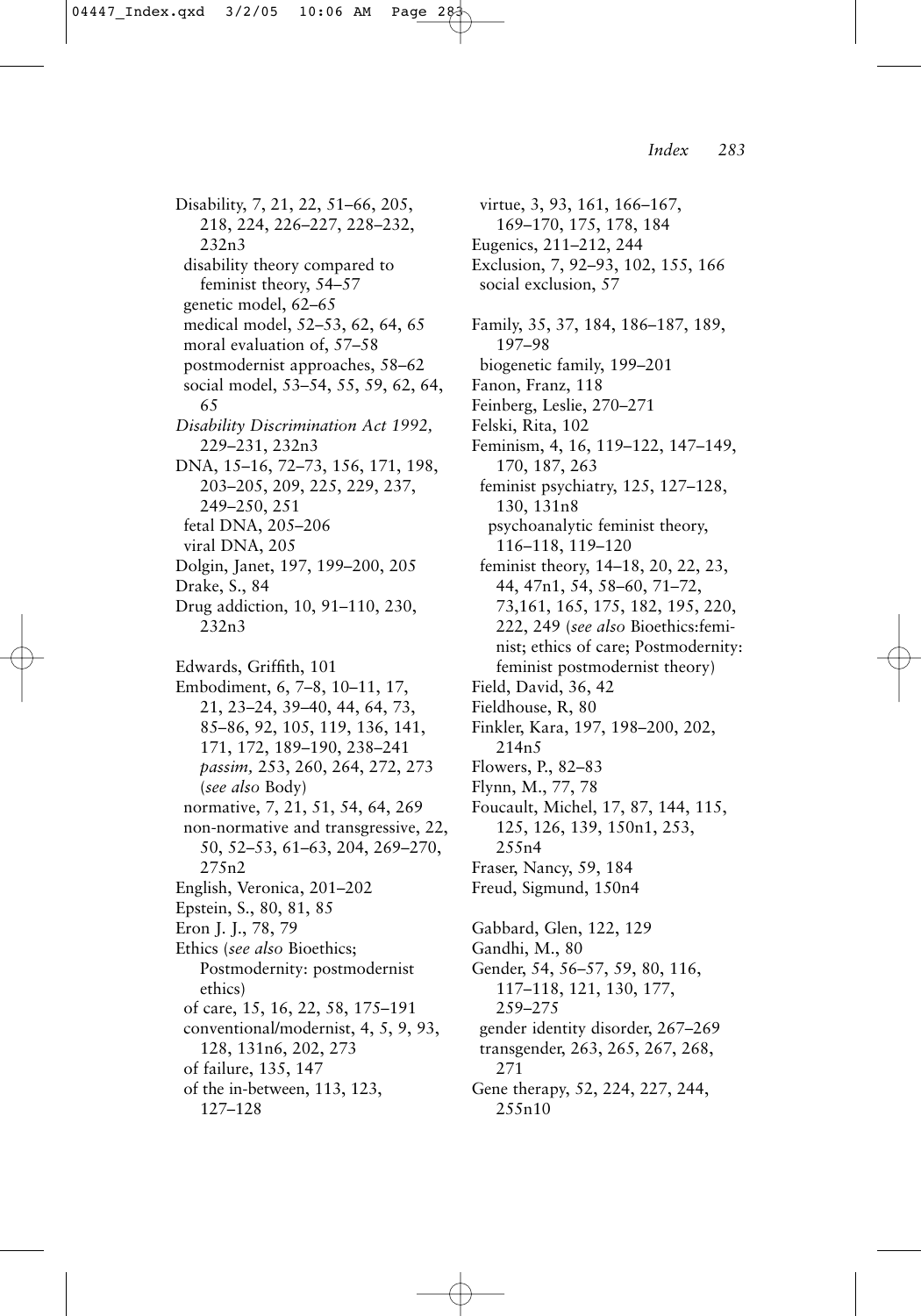Disability, 7, 21, 22, 51–66, 205, 218, 224, 226–227, 228–232, 232n3
- disability theory compared to feminist theory, 54–57
- genetic model, 62–65
- medical model, 52–53, 62, 64, 65
- moral evaluation of, 57–58
- postmodernist approaches, 58–62
- social model, 53–54, 55, 59, 62, 64, 65

*Disability Discrimination Act 1992,* 229–231, 232n3

DNA, 15–16, 72–73, 156, 171, 198, 203–205, 209, 225, 229, 237, 249–250, 251
- fetal DNA, 205–206
- viral DNA, 205

Dolgin, Janet, 197, 199–200, 205

Drake, S., 84

Drug addiction, 10, 91–110, 230, 232n3

Edwards, Griffith, 101

Embodiment, 6, 7–8, 10–11, 17, 21, 23–24, 39–40, 44, 64, 73, 85–86, 92, 105, 119, 136, 141, 171, 172, 189–190, 238–241 *passim,* 253, 260, 264, 272, 273 (*see also* Body)
- normative, 7, 21, 51, 54, 64, 269
- non-normative and transgressive, 22, 50, 52–53, 61–63, 204, 269–270, 275n2

English, Veronica, 201–202

Epstein, S., 80, 81, 85

Eron J. J., 78, 79

Ethics (*see also* Bioethics; Postmodernity: postmodernist ethics)
- of care, 15, 16, 22, 58, 175–191
- conventional/modernist, 4, 5, 9, 93, 128, 131n6, 202, 273
- of failure, 135, 147
- of the in-between, 113, 123, 127–128
- virtue, 3, 93, 161, 166–167, 169–170, 175, 178, 184

Eugenics, 211–212, 244

Exclusion, 7, 92–93, 102, 155, 166
- social exclusion, 57

Family, 35, 37, 184, 186–187, 189, 197–98
- biogenetic family, 199–201

Fanon, Franz, 118

Feinberg, Leslie, 270–271

Felski, Rita, 102

Feminism, 4, 16, 119–122, 147–149, 170, 187, 263
- feminist psychiatry, 125, 127–128, 130, 131n8
  - psychoanalytic feminist theory, 116–118, 119–120
- feminist theory, 14–18, 20, 22, 23, 44, 47n1, 54, 58–60, 71–72, 73,161, 165, 175, 182, 195, 220, 222, 249 (*see also* Bioethics:feminist; ethics of care; Postmodernity: feminist postmodernist theory)

Field, David, 36, 42

Fieldhouse, R, 80

Finkler, Kara, 197, 198–200, 202, 214n5

Flowers, P., 82–83

Flynn, M., 77, 78

Foucault, Michel, 17, 87, 144, 115, 125, 126, 139, 150n1, 253, 255n4

Fraser, Nancy, 59, 184

Freud, Sigmund, 150n4

Gabbard, Glen, 122, 129

Gandhi, M., 80

Gender, 54, 56–57, 59, 80, 116, 117–118, 121, 130, 177, 259–275
- gender identity disorder, 267–269
- transgender, 263, 265, 267, 268, 271

Gene therapy, 52, 224, 227, 244, 255n10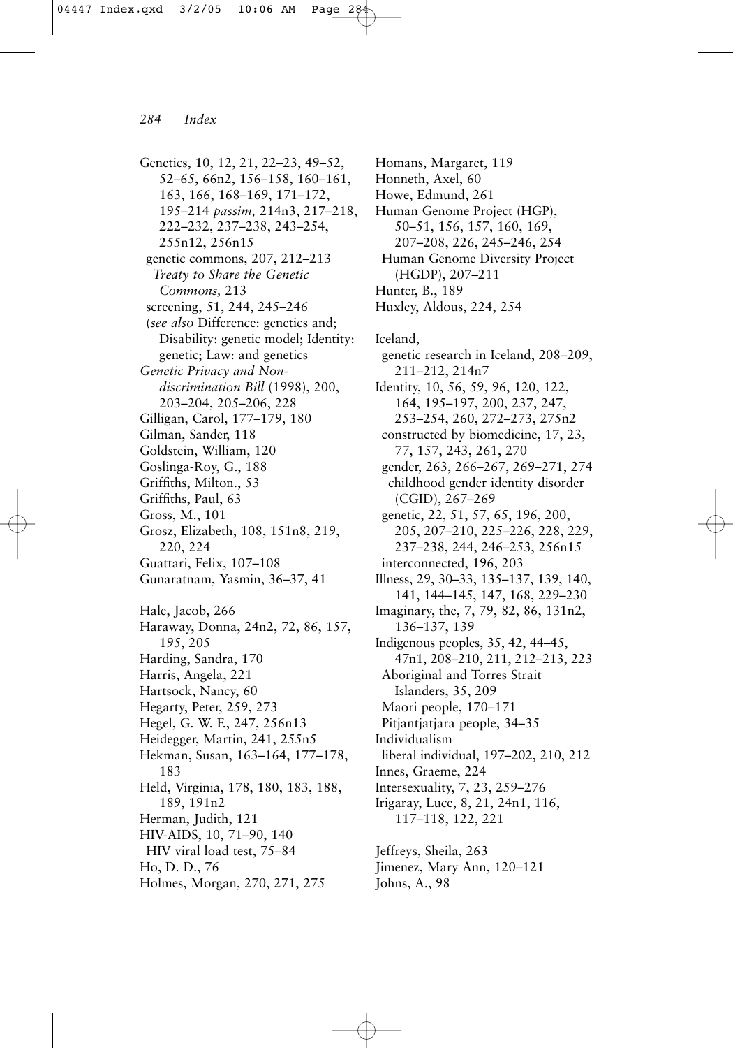Genetics, 10, 12, 21, 22–23, 49–52, 52–65, 66n2, 156–158, 160–161, 163, 166, 168–169, 171–172, 195–214 *passim,* 214n3, 217–218, 222–232, 237–238, 243–254, 255n12, 256n15
  genetic commons, 207, 212–213
    *Treaty to Share the Genetic Commons,* 213
  screening, 51, 244, 245–246
  (*see also* Difference: genetics and; Disability: genetic model; Identity: genetic; Law: and genetics
*Genetic Privacy and Non-discrimination Bill* (1998), 200, 203–204, 205–206, 228
Gilligan, Carol, 177–179, 180
Gilman, Sander, 118
Goldstein, William, 120
Goslinga-Roy, G., 188
Griffiths, Milton., 53
Griffiths, Paul, 63
Gross, M., 101
Grosz, Elizabeth, 108, 151n8, 219, 220, 224
Guattari, Felix, 107–108
Gunaratnam, Yasmin, 36–37, 41

Hale, Jacob, 266
Haraway, Donna, 24n2, 72, 86, 157, 195, 205
Harding, Sandra, 170
Harris, Angela, 221
Hartsock, Nancy, 60
Hegarty, Peter, 259, 273
Hegel, G. W. F., 247, 256n13
Heidegger, Martin, 241, 255n5
Hekman, Susan, 163–164, 177–178, 183
Held, Virginia, 178, 180, 183, 188, 189, 191n2
Herman, Judith, 121
HIV-AIDS, 10, 71–90, 140
  HIV viral load test, 75–84
Ho, D. D., 76
Holmes, Morgan, 270, 271, 275
Homans, Margaret, 119
Honneth, Axel, 60
Howe, Edmund, 261
Human Genome Project (HGP), 50–51, 156, 157, 160, 169, 207–208, 226, 245–246, 254
  Human Genome Diversity Project (HGDP), 207–211
Hunter, B., 189
Huxley, Aldous, 224, 254

Iceland,
  genetic research in Iceland, 208–209, 211–212, 214n7
Identity, 10, 56, 59, 96, 120, 122, 164, 195–197, 200, 237, 247, 253–254, 260, 272–273, 275n2
  constructed by biomedicine, 17, 23, 77, 157, 243, 261, 270
  gender, 263, 266–267, 269–271, 274
    childhood gender identity disorder (CGID), 267–269
  genetic, 22, 51, 57, 65, 196, 200, 205, 207–210, 225–226, 228, 229, 237–238, 244, 246–253, 256n15
  interconnected, 196, 203
Illness, 29, 30–33, 135–137, 139, 140, 141, 144–145, 147, 168, 229–230
Imaginary, the, 7, 79, 82, 86, 131n2, 136–137, 139
Indigenous peoples, 35, 42, 44–45, 47n1, 208–210, 211, 212–213, 223
  Aboriginal and Torres Strait Islanders, 35, 209
  Maori people, 170–171
  Pitjantjatjara people, 34–35
Individualism
  liberal individual, 197–202, 210, 212
Innes, Graeme, 224
Intersexuality, 7, 23, 259–276
Irigaray, Luce, 8, 21, 24n1, 116, 117–118, 122, 221

Jeffreys, Sheila, 263
Jimenez, Mary Ann, 120–121
Johns, A., 98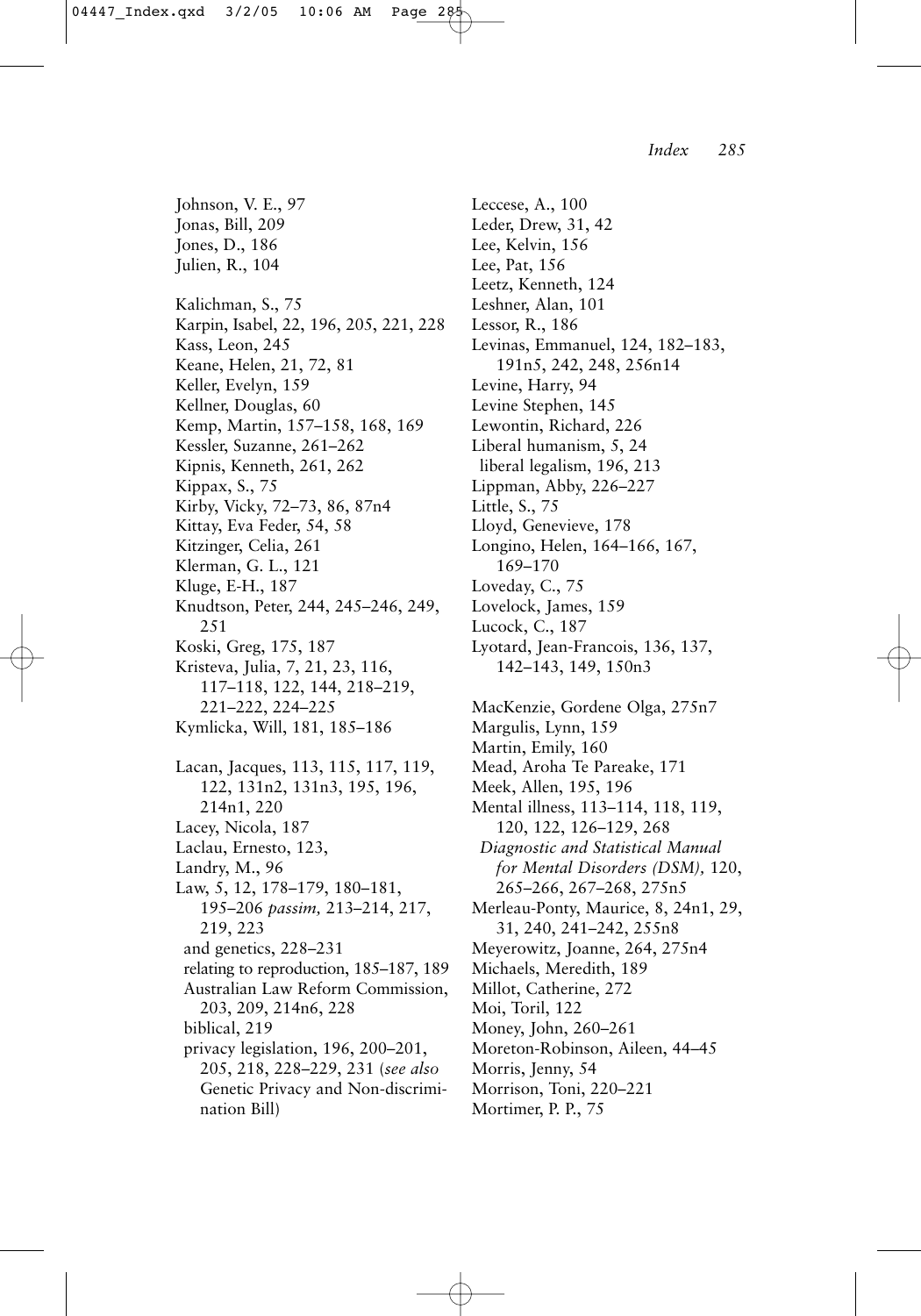Johnson, V. E., 97
Jonas, Bill, 209
Jones, D., 186
Julien, R., 104

Kalichman, S., 75
Karpin, Isabel, 22, 196, 205, 221, 228
Kass, Leon, 245
Keane, Helen, 21, 72, 81
Keller, Evelyn, 159
Kellner, Douglas, 60
Kemp, Martin, 157–158, 168, 169
Kessler, Suzanne, 261–262
Kipnis, Kenneth, 261, 262
Kippax, S., 75
Kirby, Vicky, 72–73, 86, 87n4
Kittay, Eva Feder, 54, 58
Kitzinger, Celia, 261
Klerman, G. L., 121
Kluge, E-H., 187
Knudtson, Peter, 244, 245–246, 249, 251
Koski, Greg, 175, 187
Kristeva, Julia, 7, 21, 23, 116, 117–118, 122, 144, 218–219, 221–222, 224–225
Kymlicka, Will, 181, 185–186

Lacan, Jacques, 113, 115, 117, 119, 122, 131n2, 131n3, 195, 196, 214n1, 220
Lacey, Nicola, 187
Laclau, Ernesto, 123,
Landry, M., 96
Law, 5, 12, 178–179, 180–181, 195–206 *passim,* 213–214, 217, 219, 223
  and genetics, 228–231
  relating to reproduction, 185–187, 189
  Australian Law Reform Commission, 203, 209, 214n6, 228
  biblical, 219
  privacy legislation, 196, 200–201, 205, 218, 228–229, 231 (*see also* Genetic Privacy and Non-discrimination Bill)

Leccese, A., 100
Leder, Drew, 31, 42
Lee, Kelvin, 156
Lee, Pat, 156
Leetz, Kenneth, 124
Leshner, Alan, 101
Lessor, R., 186
Levinas, Emmanuel, 124, 182–183, 191n5, 242, 248, 256n14
Levine, Harry, 94
Levine Stephen, 145
Lewontin, Richard, 226
Liberal humanism, 5, 24
  liberal legalism, 196, 213
Lippman, Abby, 226–227
Little, S., 75
Lloyd, Genevieve, 178
Longino, Helen, 164–166, 167, 169–170
Loveday, C., 75
Lovelock, James, 159
Lucock, C., 187
Lyotard, Jean-Francois, 136, 137, 142–143, 149, 150n3

MacKenzie, Gordene Olga, 275n7
Margulis, Lynn, 159
Martin, Emily, 160
Mead, Aroha Te Pareake, 171
Meek, Allen, 195, 196
Mental illness, 113–114, 118, 119, 120, 122, 126–129, 268
  *Diagnostic and Statistical Manual for Mental Disorders (DSM),* 120, 265–266, 267–268, 275n5
Merleau-Ponty, Maurice, 8, 24n1, 29, 31, 240, 241–242, 255n8
Meyerowitz, Joanne, 264, 275n4
Michaels, Meredith, 189
Millot, Catherine, 272
Moi, Toril, 122
Money, John, 260–261
Moreton-Robinson, Aileen, 44–45
Morris, Jenny, 54
Morrison, Toni, 220–221
Mortimer, P. P., 75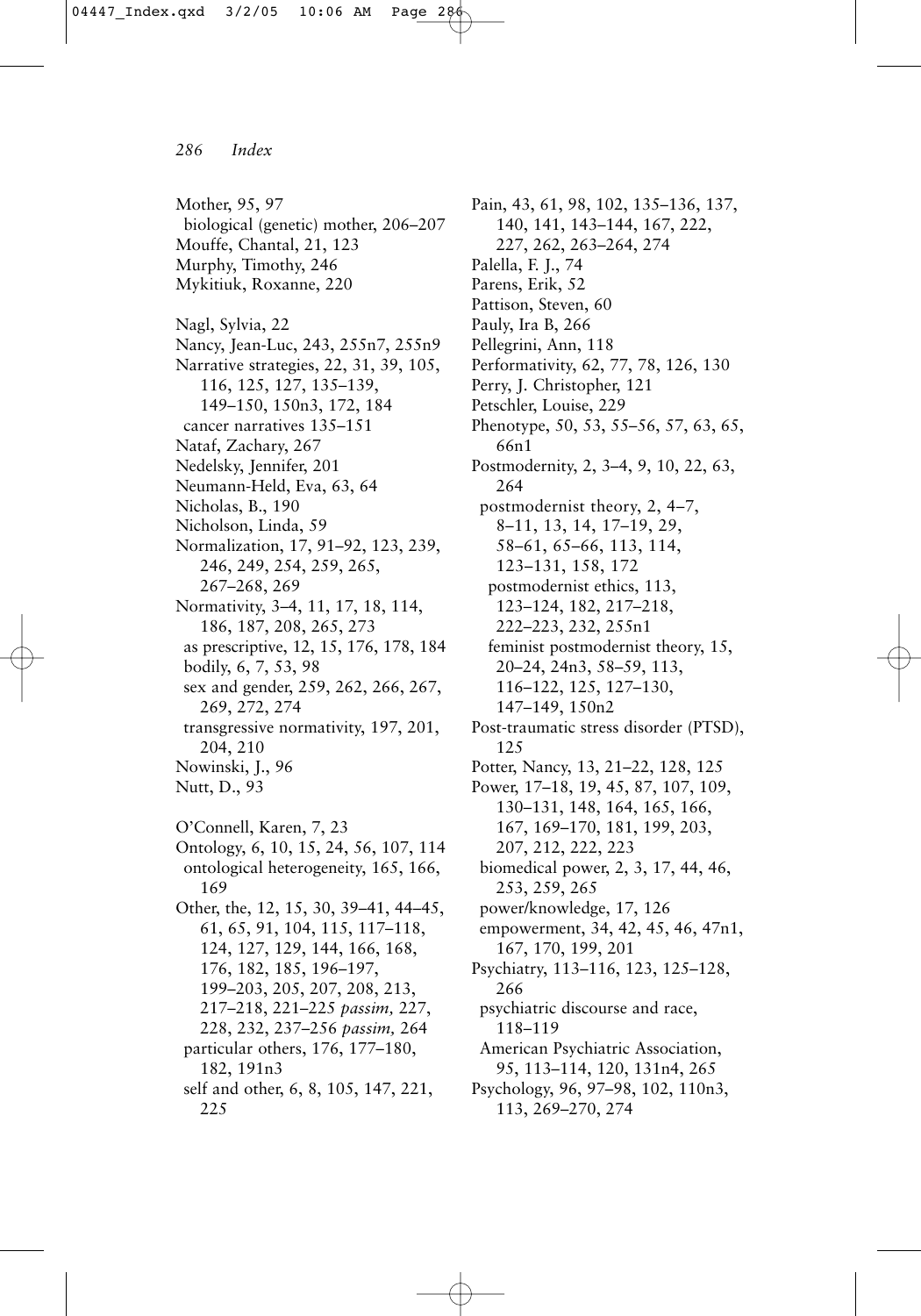Mother, 95, 97
 biological (genetic) mother, 206–207
Mouffe, Chantal, 21, 123
Murphy, Timothy, 246
Mykitiuk, Roxanne, 220

Nagl, Sylvia, 22
Nancy, Jean-Luc, 243, 255n7, 255n9
Narrative strategies, 22, 31, 39, 105, 116, 125, 127, 135–139, 149–150, 150n3, 172, 184
 cancer narratives 135–151
Nataf, Zachary, 267
Nedelsky, Jennifer, 201
Neumann-Held, Eva, 63, 64
Nicholas, B., 190
Nicholson, Linda, 59
Normalization, 17, 91–92, 123, 239, 246, 249, 254, 259, 265, 267–268, 269
Normativity, 3–4, 11, 17, 18, 114, 186, 187, 208, 265, 273
 as prescriptive, 12, 15, 176, 178, 184
 bodily, 6, 7, 53, 98
 sex and gender, 259, 262, 266, 267, 269, 272, 274
 transgressive normativity, 197, 201, 204, 210
Nowinski, J., 96
Nutt, D., 93

O'Connell, Karen, 7, 23
Ontology, 6, 10, 15, 24, 56, 107, 114
 ontological heterogeneity, 165, 166, 169
Other, the, 12, 15, 30, 39–41, 44–45, 61, 65, 91, 104, 115, 117–118, 124, 127, 129, 144, 166, 168, 176, 182, 185, 196–197, 199–203, 205, 207, 208, 213, 217–218, 221–225 *passim,* 227, 228, 232, 237–256 *passim,* 264
 particular others, 176, 177–180, 182, 191n3
 self and other, 6, 8, 105, 147, 221, 225

Pain, 43, 61, 98, 102, 135–136, 137, 140, 141, 143–144, 167, 222, 227, 262, 263–264, 274
Palella, F. J., 74
Parens, Erik, 52
Pattison, Steven, 60
Pauly, Ira B, 266
Pellegrini, Ann, 118
Performativity, 62, 77, 78, 126, 130
Perry, J. Christopher, 121
Petschler, Louise, 229
Phenotype, 50, 53, 55–56, 57, 63, 65, 66n1
Postmodernity, 2, 3–4, 9, 10, 22, 63, 264
 postmodernist theory, 2, 4–7, 8–11, 13, 14, 17–19, 29, 58–61, 65–66, 113, 114, 123–131, 158, 172
  postmodernist ethics, 113, 123–124, 182, 217–218, 222–223, 232, 255n1
  feminist postmodernist theory, 15, 20–24, 24n3, 58–59, 113, 116–122, 125, 127–130, 147–149, 150n2
Post-traumatic stress disorder (PTSD), 125
Potter, Nancy, 13, 21–22, 128, 125
Power, 17–18, 19, 45, 87, 107, 109, 130–131, 148, 164, 165, 166, 167, 169–170, 181, 199, 203, 207, 212, 222, 223
 biomedical power, 2, 3, 17, 44, 46, 253, 259, 265
 power/knowledge, 17, 126
 empowerment, 34, 42, 45, 46, 47n1, 167, 170, 199, 201
Psychiatry, 113–116, 123, 125–128, 266
 psychiatric discourse and race, 118–119
 American Psychiatric Association, 95, 113–114, 120, 131n4, 265
Psychology, 96, 97–98, 102, 110n3, 113, 269–270, 274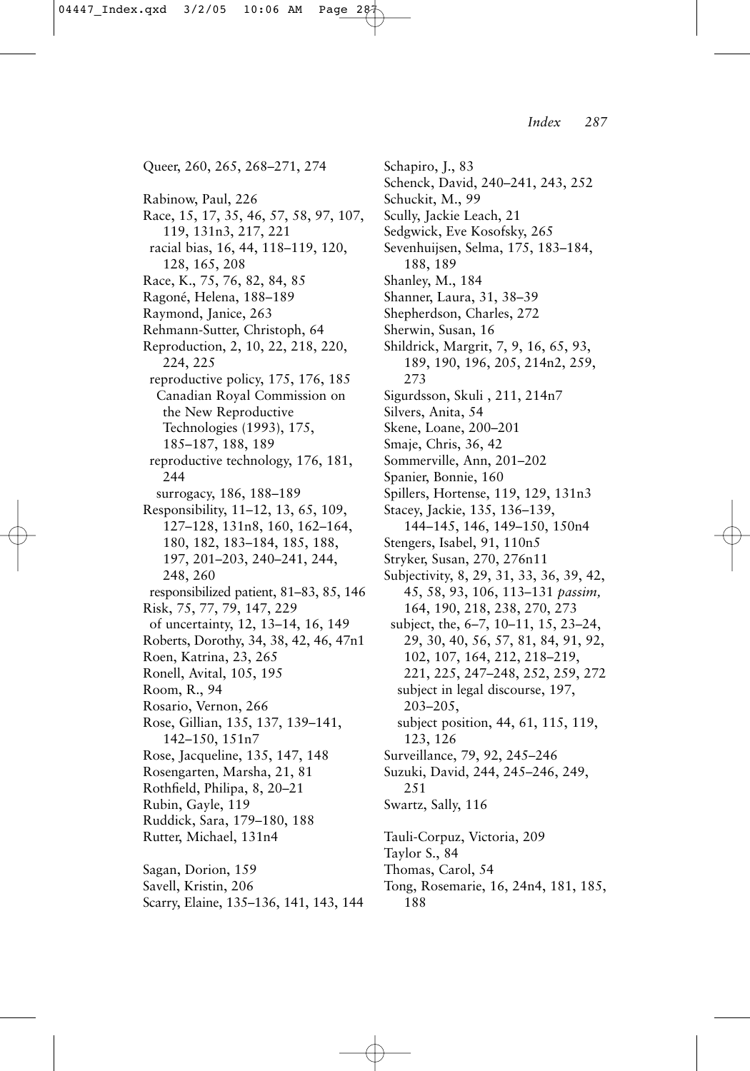Queer, 260, 265, 268–271, 274

Rabinow, Paul, 226
Race, 15, 17, 35, 46, 57, 58, 97, 107, 119, 131n3, 217, 221
  racial bias, 16, 44, 118–119, 120, 128, 165, 208
Race, K., 75, 76, 82, 84, 85
Ragoné, Helena, 188–189
Raymond, Janice, 263
Rehmann-Sutter, Christoph, 64
Reproduction, 2, 10, 22, 218, 220, 224, 225
  reproductive policy, 175, 176, 185
    Canadian Royal Commission on the New Reproductive Technologies (1993), 175, 185–187, 188, 189
  reproductive technology, 176, 181, 244
    surrogacy, 186, 188–189
Responsibility, 11–12, 13, 65, 109, 127–128, 131n8, 160, 162–164, 180, 182, 183–184, 185, 188, 197, 201–203, 240–241, 244, 248, 260
  responsibilized patient, 81–83, 85, 146
Risk, 75, 77, 79, 147, 229
  of uncertainty, 12, 13–14, 16, 149
Roberts, Dorothy, 34, 38, 42, 46, 47n1
Roen, Katrina, 23, 265
Ronell, Avital, 105, 195
Room, R., 94
Rosario, Vernon, 266
Rose, Gillian, 135, 137, 139–141, 142–150, 151n7
Rose, Jacqueline, 135, 147, 148
Rosengarten, Marsha, 21, 81
Rothfield, Philipa, 8, 20–21
Rubin, Gayle, 119
Ruddick, Sara, 179–180, 188
Rutter, Michael, 131n4

Sagan, Dorion, 159
Savell, Kristin, 206
Scarry, Elaine, 135–136, 141, 143, 144
Schapiro, J., 83
Schenck, David, 240–241, 243, 252
Schuckit, M., 99
Scully, Jackie Leach, 21
Sedgwick, Eve Kosofsky, 265
Sevenhuijsen, Selma, 175, 183–184, 188, 189
Shanley, M., 184
Shanner, Laura, 31, 38–39
Shepherdson, Charles, 272
Sherwin, Susan, 16
Shildrick, Margrit, 7, 9, 16, 65, 93, 189, 190, 196, 205, 214n2, 259, 273
Sigurdsson, Skuli , 211, 214n7
Silvers, Anita, 54
Skene, Loane, 200–201
Smaje, Chris, 36, 42
Sommerville, Ann, 201–202
Spanier, Bonnie, 160
Spillers, Hortense, 119, 129, 131n3
Stacey, Jackie, 135, 136–139, 144–145, 146, 149–150, 150n4
Stengers, Isabel, 91, 110n5
Stryker, Susan, 270, 276n11
Subjectivity, 8, 29, 31, 33, 36, 39, 42, 45, 58, 93, 106, 113–131 *passim,* 164, 190, 218, 238, 270, 273
  subject, the, 6–7, 10–11, 15, 23–24, 29, 30, 40, 56, 57, 81, 84, 91, 92, 102, 107, 164, 212, 218–219, 221, 225, 247–248, 252, 259, 272
    subject in legal discourse, 197, 203–205,
    subject position, 44, 61, 115, 119, 123, 126
Surveillance, 79, 92, 245–246
Suzuki, David, 244, 245–246, 249, 251
Swartz, Sally, 116

Tauli-Corpuz, Victoria, 209
Taylor S., 84
Thomas, Carol, 54
Tong, Rosemarie, 16, 24n4, 181, 185, 188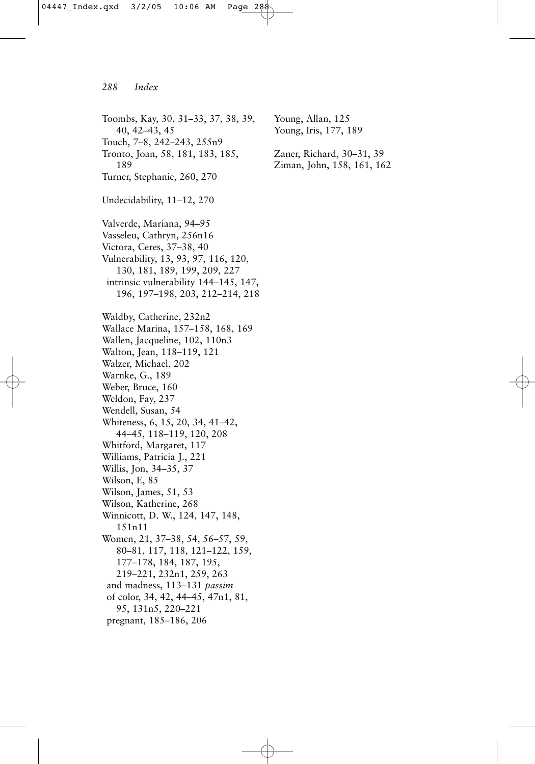Toombs, Kay, 30, 31–33, 37, 38, 39, 40, 42–43, 45
Touch, 7–8, 242–243, 255n9
Tronto, Joan, 58, 181, 183, 185, 189
Turner, Stephanie, 260, 270

Undecidability, 11–12, 270

Valverde, Mariana, 94–95
Vasseleu, Cathryn, 256n16
Victora, Ceres, 37–38, 40
Vulnerability, 13, 93, 97, 116, 120, 130, 181, 189, 199, 209, 227
  intrinsic vulnerability 144–145, 147, 196, 197–198, 203, 212–214, 218

Waldby, Catherine, 232n2
Wallace Marina, 157–158, 168, 169
Wallen, Jacqueline, 102, 110n3
Walton, Jean, 118–119, 121
Walzer, Michael, 202
Warnke, G., 189
Weber, Bruce, 160
Weldon, Fay, 237
Wendell, Susan, 54
Whiteness, 6, 15, 20, 34, 41–42, 44–45, 118–119, 120, 208
Whitford, Margaret, 117
Williams, Patricia J., 221
Willis, Jon, 34–35, 37
Wilson, E, 85
Wilson, James, 51, 53
Wilson, Katherine, 268
Winnicott, D. W., 124, 147, 148, 151n11
Women, 21, 37–38, 54, 56–57, 59, 80–81, 117, 118, 121–122, 159, 177–178, 184, 187, 195, 219–221, 232n1, 259, 263
  and madness, 113–131 *passim*
  of color, 34, 42, 44–45, 47n1, 81, 95, 131n5, 220–221
  pregnant, 185–186, 206

Young, Allan, 125
Young, Iris, 177, 189

Zaner, Richard, 30–31, 39
Ziman, John, 158, 161, 162